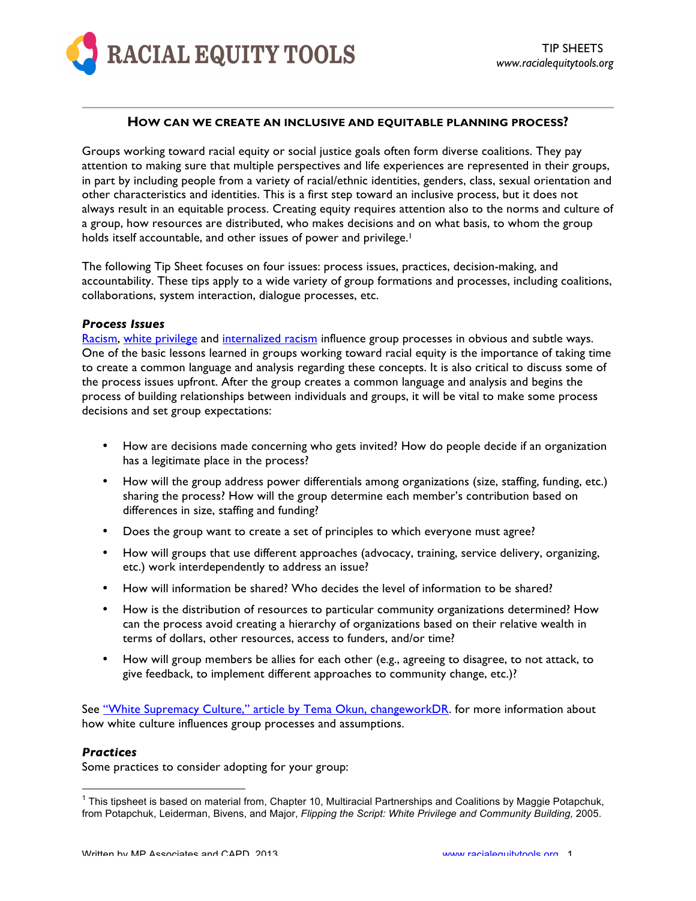## How can we create an inclusive and equitable planning process?

Groups working toward racial equity or social justice goals often form diverse coalitions. They pay attention to making sure that multiple perspectives and life experiences are represented in their groups, in part by including people from a variety of racial/ethnic identities, genders, class, sexual orientation and other characteristics and identities. This is a first step toward an inclusive process, but it does not always result in an equitable process. Creating equity requires attention also to the norms and culture of a group, how resources are distributed, who makes decisions and on what basis, to whom the group holds itself accountable, and other issues of power and privilege.[1]

The following Tip Sheet focuses on four issues: process issues, practices, decision-making, and accountability. These tips apply to a wide variety of group formations and processes, including coalitions, collaborations, system interaction, dialogue processes, etc.

### *Process Issues*

Racism, white privilege and internalized racism influence group processes in obvious and subtle ways. One of the basic lessons learned in groups working toward racial equity is the importance of taking time to create a common language and analysis regarding these concepts. It is also critical to discuss some of the process issues upfront. After the group creates a common language and analysis and begins the process of building relationships between individuals and groups, it will be vital to make some process decisions and set group expectations:

- How are decisions made concerning who gets invited? How do people decide if an organization has a legitimate place in the process?
- How will the group address power differentials among organizations (size, staffing, funding, etc.) sharing the process? How will the group determine each member's contribution based on differences in size, staffing and funding?
- Does the group want to create a set of principles to which everyone must agree?
- How will groups that use different approaches (advocacy, training, service delivery, organizing, etc.) work interdependently to address an issue?
- How will information be shared? Who decides the level of information to be shared?
- How is the distribution of resources to particular community organizations determined? How can the process avoid creating a hierarchy of organizations based on their relative wealth in terms of dollars, other resources, access to funders, and/or time?
- How will group members be allies for each other (e.g., agreeing to disagree, to not attack, to give feedback, to implement different approaches to community change, etc.)?

See "White Supremacy Culture," article by Tema Okun, changeworkDR. for more information about how white culture influences group processes and assumptions.

### *Practices*

Some practices to consider adopting for your group:

[1] This tipsheet is based on material from, Chapter 10, Multiracial Partnerships and Coalitions by Maggie Potapchuk, from Potapchuk, Leiderman, Bivens, and Major, *Flipping the Script: White Privilege and Community Building,* 2005.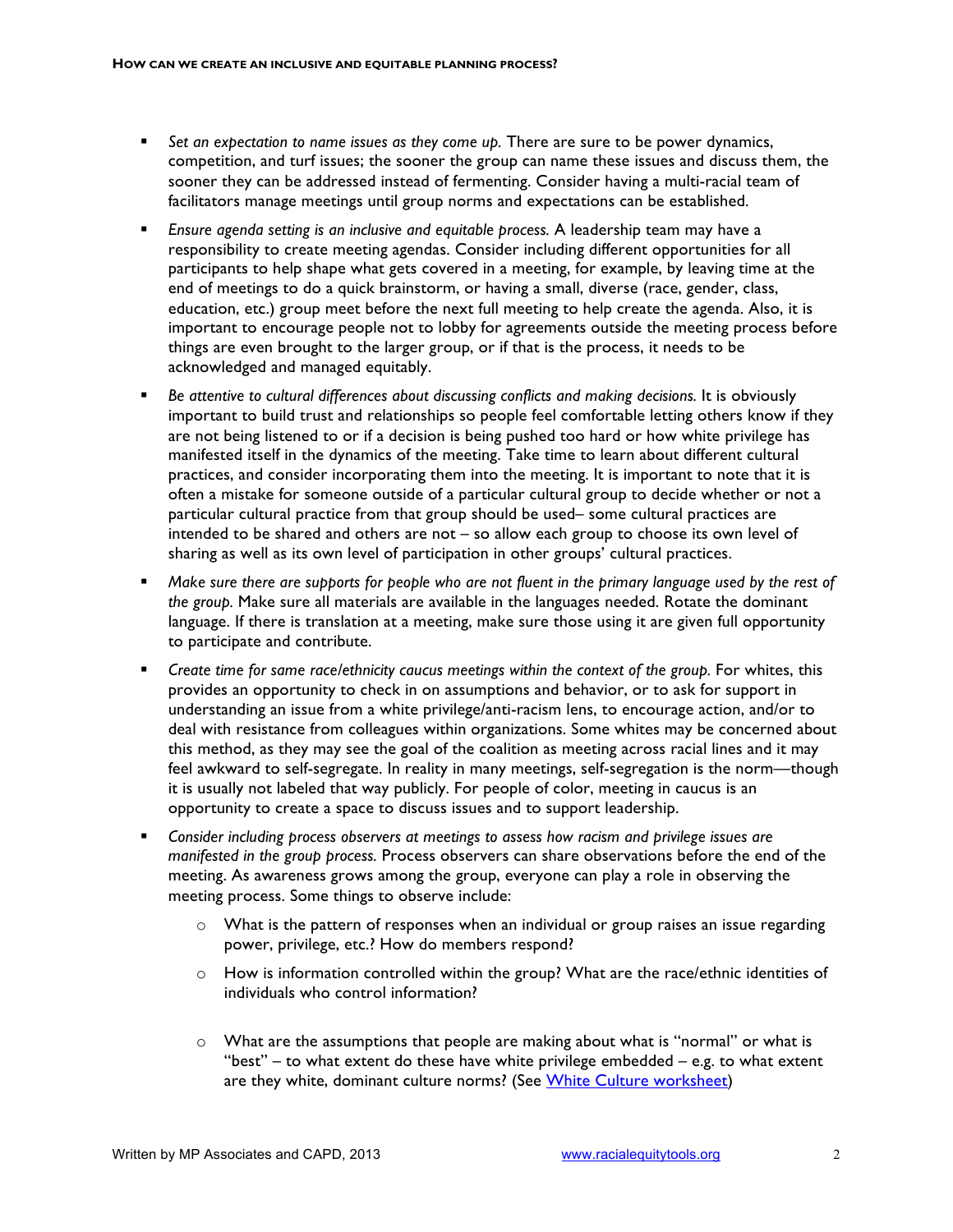- *Set an expectation to name issues as they come up.* There are sure to be power dynamics, competition, and turf issues; the sooner the group can name these issues and discuss them, the sooner they can be addressed instead of fermenting. Consider having a multi-racial team of facilitators manage meetings until group norms and expectations can be established.

- *Ensure agenda setting is an inclusive and equitable process.* A leadership team may have a responsibility to create meeting agendas. Consider including different opportunities for all participants to help shape what gets covered in a meeting, for example, by leaving time at the end of meetings to do a quick brainstorm, or having a small, diverse (race, gender, class, education, etc.) group meet before the next full meeting to help create the agenda. Also, it is important to encourage people not to lobby for agreements outside the meeting process before things are even brought to the larger group, or if that is the process, it needs to be acknowledged and managed equitably.

- *Be attentive to cultural differences about discussing conflicts and making decisions.* It is obviously important to build trust and relationships so people feel comfortable letting others know if they are not being listened to or if a decision is being pushed too hard or how white privilege has manifested itself in the dynamics of the meeting. Take time to learn about different cultural practices, and consider incorporating them into the meeting. It is important to note that it is often a mistake for someone outside of a particular cultural group to decide whether or not a particular cultural practice from that group should be used– some cultural practices are intended to be shared and others are not – so allow each group to choose its own level of sharing as well as its own level of participation in other groups' cultural practices.

- *Make sure there are supports for people who are not fluent in the primary language used by the rest of the group.* Make sure all materials are available in the languages needed. Rotate the dominant language. If there is translation at a meeting, make sure those using it are given full opportunity to participate and contribute.

- *Create time for same race/ethnicity caucus meetings within the context of the group.* For whites, this provides an opportunity to check in on assumptions and behavior, or to ask for support in understanding an issue from a white privilege/anti-racism lens, to encourage action, and/or to deal with resistance from colleagues within organizations. Some whites may be concerned about this method, as they may see the goal of the coalition as meeting across racial lines and it may feel awkward to self-segregate. In reality in many meetings, self-segregation is the norm—though it is usually not labeled that way publicly. For people of color, meeting in caucus is an opportunity to create a space to discuss issues and to support leadership.

- *Consider including process observers at meetings to assess how racism and privilege issues are manifested in the group process.* Process observers can share observations before the end of the meeting. As awareness grows among the group, everyone can play a role in observing the meeting process. Some things to observe include:
  - What is the pattern of responses when an individual or group raises an issue regarding power, privilege, etc.? How do members respond?
  - How is information controlled within the group? What are the race/ethnic identities of individuals who control information?
  - What are the assumptions that people are making about what is "normal" or what is "best" – to what extent do these have white privilege embedded – e.g. to what extent are they white, dominant culture norms? (See White Culture worksheet)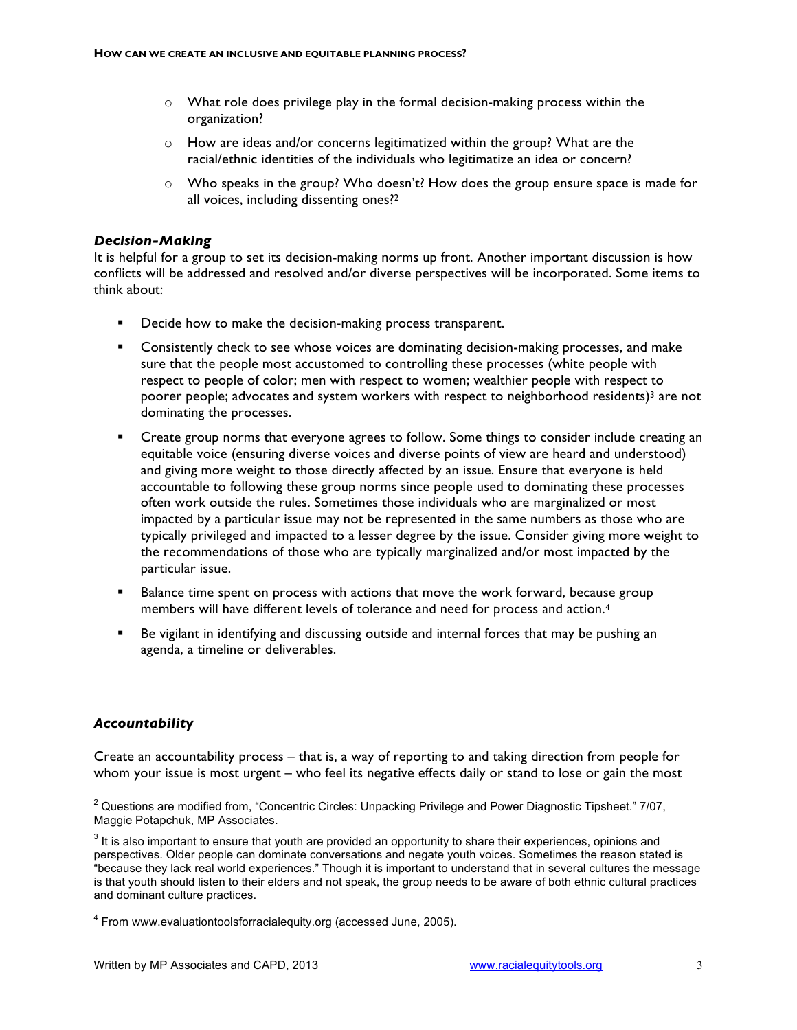- What role does privilege play in the formal decision-making process within the organization?
- How are ideas and/or concerns legitimatized within the group? What are the racial/ethnic identities of the individuals who legitimatize an idea or concern?
- Who speaks in the group? Who doesn't? How does the group ensure space is made for all voices, including dissenting ones?[2]

### *Decision-Making*

It is helpful for a group to set its decision-making norms up front. Another important discussion is how conflicts will be addressed and resolved and/or diverse perspectives will be incorporated. Some items to think about:

- Decide how to make the decision-making process transparent.
- Consistently check to see whose voices are dominating decision-making processes, and make sure that the people most accustomed to controlling these processes (white people with respect to people of color; men with respect to women; wealthier people with respect to poorer people; advocates and system workers with respect to neighborhood residents)[3] are not dominating the processes.
- Create group norms that everyone agrees to follow. Some things to consider include creating an equitable voice (ensuring diverse voices and diverse points of view are heard and understood) and giving more weight to those directly affected by an issue. Ensure that everyone is held accountable to following these group norms since people used to dominating these processes often work outside the rules. Sometimes those individuals who are marginalized or most impacted by a particular issue may not be represented in the same numbers as those who are typically privileged and impacted to a lesser degree by the issue. Consider giving more weight to the recommendations of those who are typically marginalized and/or most impacted by the particular issue.
- Balance time spent on process with actions that move the work forward, because group members will have different levels of tolerance and need for process and action.[4]
- Be vigilant in identifying and discussing outside and internal forces that may be pushing an agenda, a timeline or deliverables.

### *Accountability*

Create an accountability process – that is, a way of reporting to and taking direction from people for whom your issue is most urgent – who feel its negative effects daily or stand to lose or gain the most

---

[2] Questions are modified from, "Concentric Circles: Unpacking Privilege and Power Diagnostic Tipsheet." 7/07, Maggie Potapchuk, MP Associates.

[3] It is also important to ensure that youth are provided an opportunity to share their experiences, opinions and perspectives. Older people can dominate conversations and negate youth voices. Sometimes the reason stated is "because they lack real world experiences." Though it is important to understand that in several cultures the message is that youth should listen to their elders and not speak, the group needs to be aware of both ethnic cultural practices and dominant culture practices.

[4] From www.evaluationtoolsforracialequity.org (accessed June, 2005).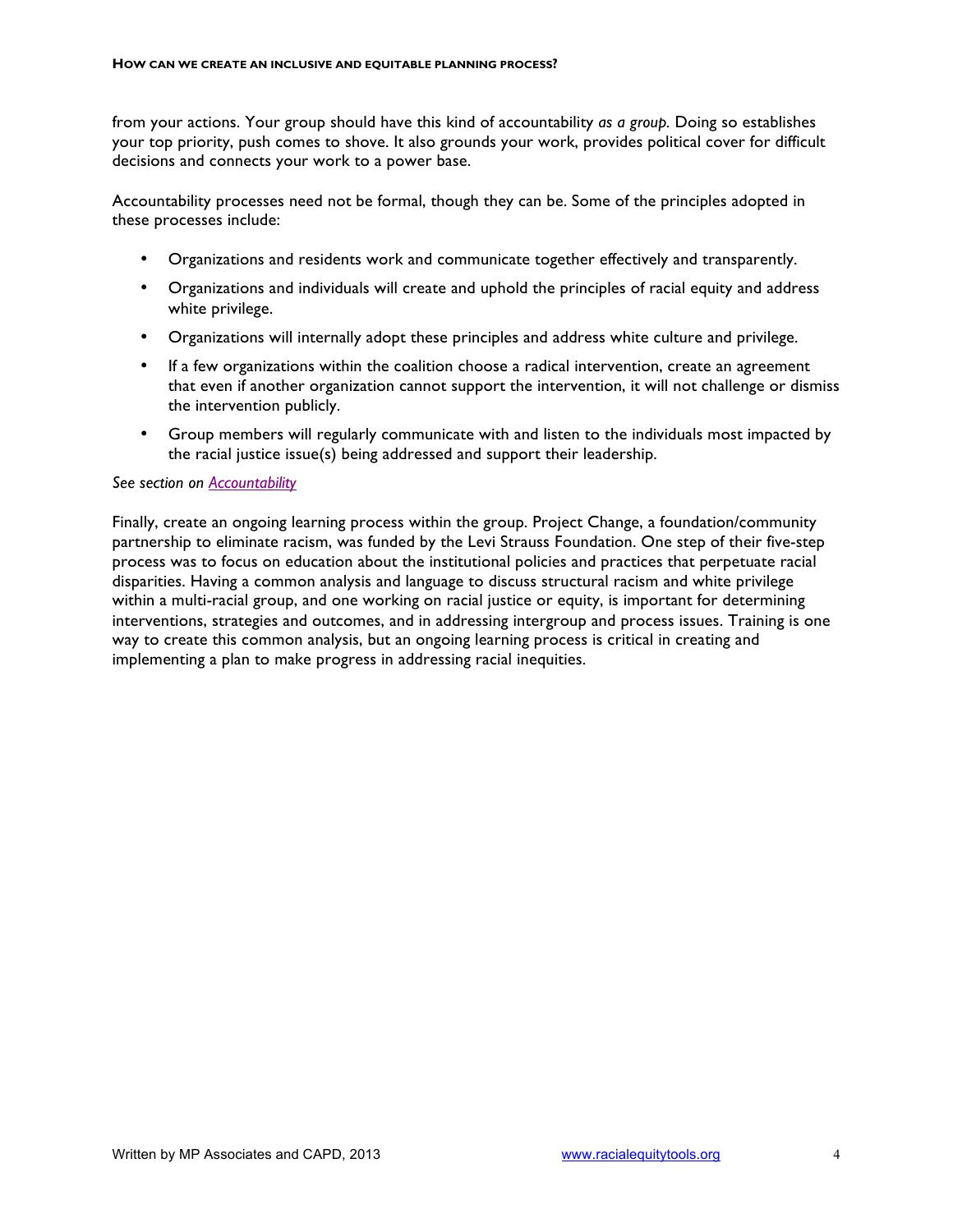from your actions. Your group should have this kind of accountability *as a group*. Doing so establishes your top priority, push comes to shove. It also grounds your work, provides political cover for difficult decisions and connects your work to a power base.

Accountability processes need not be formal, though they can be. Some of the principles adopted in these processes include:

- Organizations and residents work and communicate together effectively and transparently.
- Organizations and individuals will create and uphold the principles of racial equity and address white privilege.
- Organizations will internally adopt these principles and address white culture and privilege.
- If a few organizations within the coalition choose a radical intervention, create an agreement that even if another organization cannot support the intervention, it will not challenge or dismiss the intervention publicly.
- Group members will regularly communicate with and listen to the individuals most impacted by the racial justice issue(s) being addressed and support their leadership.

*See section on Accountability*

Finally, create an ongoing learning process within the group. Project Change, a foundation/community partnership to eliminate racism, was funded by the Levi Strauss Foundation. One step of their five-step process was to focus on education about the institutional policies and practices that perpetuate racial disparities. Having a common analysis and language to discuss structural racism and white privilege within a multi-racial group, and one working on racial justice or equity, is important for determining interventions, strategies and outcomes, and in addressing intergroup and process issues. Training is one way to create this common analysis, but an ongoing learning process is critical in creating and implementing a plan to make progress in addressing racial inequities.